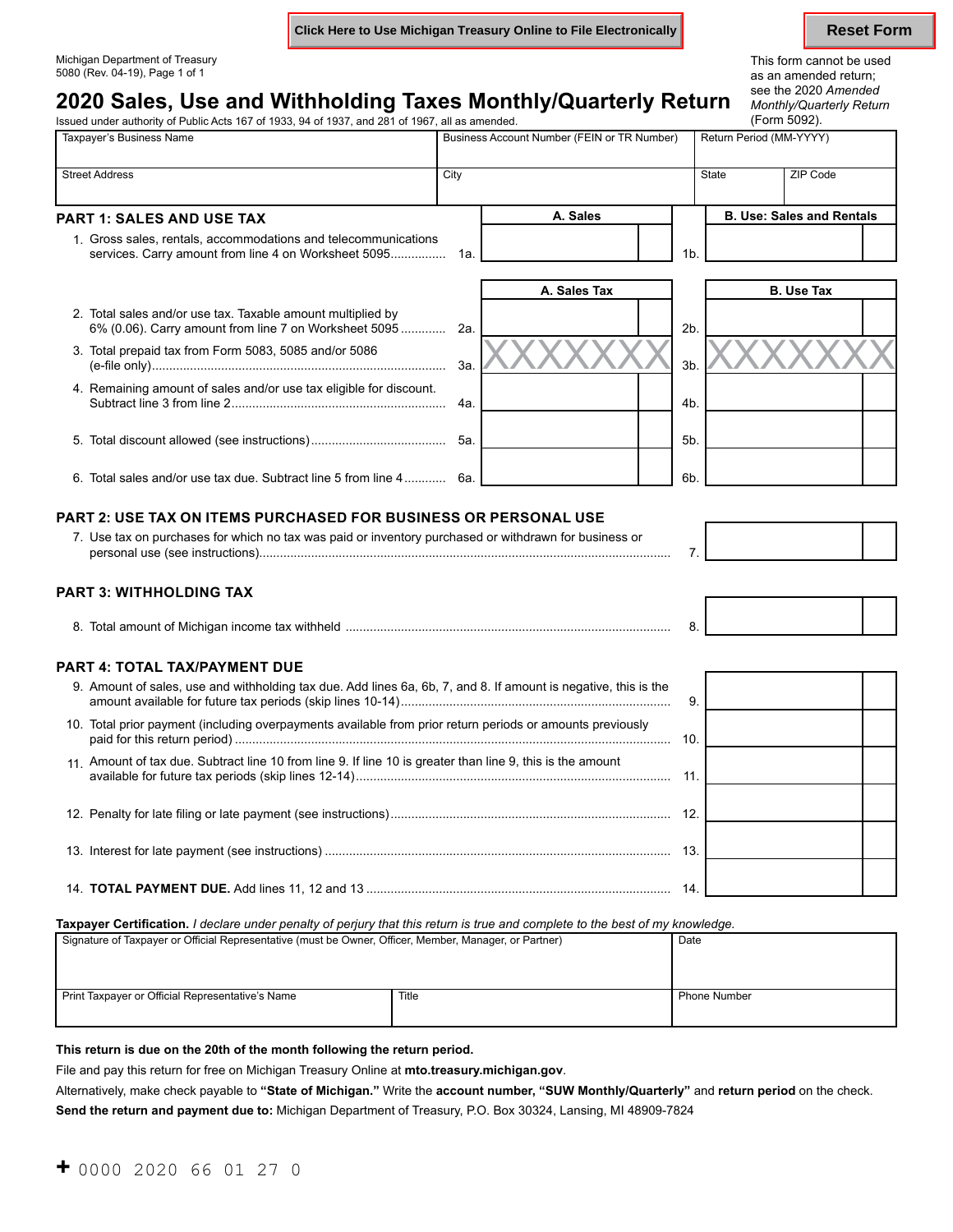Click Here to Use Michigan Treasury Online to File Electronically

Reset Form

Michigan Department of Treasury
5080 (Rev. 04-19), Page 1 of 1

This form cannot be used as an amended return; see the 2020 *Amended Monthly/Quarterly Return* (Form 5092).

# 2020 Sales, Use and Withholding Taxes Monthly/Quarterly Return

Issued under authority of Public Acts 167 of 1933, 94 of 1937, and 281 of 1967, all as amended.

| Taxpayer's Business Name | Business Account Number (FEIN or TR Number) | Return Period (MM-YYYY) | |
|---|---|---|---|
| Street Address | City | State | ZIP Code |

## PART 1: SALES AND USE TAX

| | | A. Sales | | B. Use: Sales and Rentals |
|---|---|---|---|---|
| 1. Gross sales, rentals, accommodations and telecommunications services. Carry amount from line 4 on Worksheet 5095 | 1a. | | 1b. | |

| | | A. Sales Tax | | B. Use Tax |
|---|---|---|---|---|
| 2. Total sales and/or use tax. Taxable amount multiplied by 6% (0.06). Carry amount from line 7 on Worksheet 5095 | 2a. | | 2b. | |
| 3. Total prepaid tax from Form 5083, 5085 and/or 5086 (e-file only) | 3a. | XXXXXXX | 3b. | XXXXXXX |
| 4. Remaining amount of sales and/or use tax eligible for discount. Subtract line 3 from line 2 | 4a. | | 4b. | |
| 5. Total discount allowed (see instructions) | 5a. | | 5b. | |
| 6. Total sales and/or use tax due. Subtract line 5 from line 4 | 6a. | | 6b. | |

## PART 2: USE TAX ON ITEMS PURCHASED FOR BUSINESS OR PERSONAL USE

| | | |
|---|---|---|
| 7. Use tax on purchases for which no tax was paid or inventory purchased or withdrawn for business or personal use (see instructions) | 7. | |

## PART 3: WITHHOLDING TAX

| | | |
|---|---|---|
| 8. Total amount of Michigan income tax withheld | 8. | |

## PART 4: TOTAL TAX/PAYMENT DUE

| | | |
|---|---|---|
| 9. Amount of sales, use and withholding tax due. Add lines 6a, 6b, 7, and 8. If amount is negative, this is the amount available for future tax periods (skip lines 10-14) | 9. | |
| 10. Total prior payment (including overpayments available from prior return periods or amounts previously paid for this return period) | 10. | |
| 11. Amount of tax due. Subtract line 10 from line 9. If line 10 is greater than line 9, this is the amount available for future tax periods (skip lines 12-14) | 11. | |
| 12. Penalty for late filing or late payment (see instructions) | 12. | |
| 13. Interest for late payment (see instructions) | 13. | |
| 14. **TOTAL PAYMENT DUE.** Add lines 11, 12 and 13 | 14. | |

**Taxpayer Certification.** *I declare under penalty of perjury that this return is true and complete to the best of my knowledge.*

| Signature of Taxpayer or Official Representative (must be Owner, Officer, Member, Manager, or Partner) | | Date |
|---|---|---|
| Print Taxpayer or Official Representative's Name | Title | Phone Number |

**This return is due on the 20th of the month following the return period.**

File and pay this return for free on Michigan Treasury Online at **mto.treasury.michigan.gov**.

Alternatively, make check payable to **"State of Michigan."** Write the **account number, "SUW Monthly/Quarterly"** and **return period** on the check.

**Send the return and payment due to:** Michigan Department of Treasury, P.O. Box 30324, Lansing, MI 48909-7824

+ 0000 2020 66 01 27 0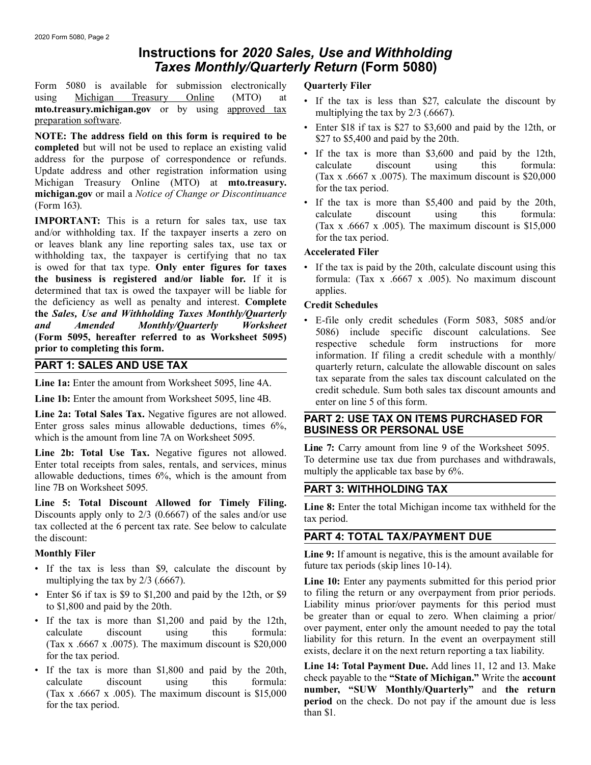# Instructions for *2020 Sales, Use and Withholding Taxes Monthly/Quarterly Return* (Form 5080)

Form 5080 is available for submission electronically using Michigan Treasury Online (MTO) at **mto.treasury.michigan.gov** or by using approved tax preparation software.

**NOTE: The address field on this form is required to be completed** but will not be used to replace an existing valid address for the purpose of correspondence or refunds. Update address and other registration information using Michigan Treasury Online (MTO) at **mto.treasury.michigan.gov** or mail a *Notice of Change or Discontinuance* (Form 163).

**IMPORTANT:** This is a return for sales tax, use tax and/or withholding tax. If the taxpayer inserts a zero on or leaves blank any line reporting sales tax, use tax or withholding tax, the taxpayer is certifying that no tax is owed for that tax type. **Only enter figures for taxes the business is registered and/or liable for.** If it is determined that tax is owed the taxpayer will be liable for the deficiency as well as penalty and interest. **Complete the *Sales, Use and Withholding Taxes Monthly/Quarterly and Amended Monthly/Quarterly Worksheet* (Form 5095, hereafter referred to as Worksheet 5095) prior to completing this form.**

## PART 1: SALES AND USE TAX

**Line 1a:** Enter the amount from Worksheet 5095, line 4A.

**Line 1b:** Enter the amount from Worksheet 5095, line 4B.

**Line 2a: Total Sales Tax.** Negative figures are not allowed. Enter gross sales minus allowable deductions, times 6%, which is the amount from line 7A on Worksheet 5095.

**Line 2b: Total Use Tax.** Negative figures not allowed. Enter total receipts from sales, rentals, and services, minus allowable deductions, times 6%, which is the amount from line 7B on Worksheet 5095.

**Line 5: Total Discount Allowed for Timely Filing.** Discounts apply only to 2/3 (0.6667) of the sales and/or use tax collected at the 6 percent tax rate. See below to calculate the discount:

**Monthly Filer**

- If the tax is less than $9, calculate the discount by multiplying the tax by 2/3 (.6667).
- Enter $6 if tax is $9 to $1,200 and paid by the 12th, or $9 to $1,800 and paid by the 20th.
- If the tax is more than $1,200 and paid by the 12th, calculate discount using this formula: (Tax x .6667 x .0075). The maximum discount is $20,000 for the tax period.
- If the tax is more than $1,800 and paid by the 20th, calculate discount using this formula: (Tax x .6667 x .005). The maximum discount is $15,000 for the tax period.

**Quarterly Filer**

- If the tax is less than $27, calculate the discount by multiplying the tax by 2/3 (.6667).
- Enter $18 if tax is $27 to $3,600 and paid by the 12th, or $27 to $5,400 and paid by the 20th.
- If the tax is more than $3,600 and paid by the 12th, calculate discount using this formula: (Tax x .6667 x .0075). The maximum discount is $20,000 for the tax period.
- If the tax is more than $5,400 and paid by the 20th, calculate discount using this formula: (Tax x .6667 x .005). The maximum discount is $15,000 for the tax period.

**Accelerated Filer**

- If the tax is paid by the 20th, calculate discount using this formula: (Tax x .6667 x .005). No maximum discount applies.

**Credit Schedules**

- E-file only credit schedules (Form 5083, 5085 and/or 5086) include specific discount calculations. See respective schedule form instructions for more information. If filing a credit schedule with a monthly/quarterly return, calculate the allowable discount on sales tax separate from the sales tax discount calculated on the credit schedule. Sum both sales tax discount amounts and enter on line 5 of this form.

## PART 2: USE TAX ON ITEMS PURCHASED FOR BUSINESS OR PERSONAL USE

**Line 7:** Carry amount from line 9 of the Worksheet 5095. To determine use tax due from purchases and withdrawals, multiply the applicable tax base by 6%.

## PART 3: WITHHOLDING TAX

**Line 8:** Enter the total Michigan income tax withheld for the tax period.

## PART 4: TOTAL TAX/PAYMENT DUE

**Line 9:** If amount is negative, this is the amount available for future tax periods (skip lines 10-14).

**Line 10:** Enter any payments submitted for this period prior to filing the return or any overpayment from prior periods. Liability minus prior/over payments for this period must be greater than or equal to zero. When claiming a prior/over payment, enter only the amount needed to pay the total liability for this return. In the event an overpayment still exists, declare it on the next return reporting a tax liability.

**Line 14: Total Payment Due.** Add lines 11, 12 and 13. Make check payable to the **"State of Michigan."** Write the **account number, "SUW Monthly/Quarterly"** and **the return period** on the check. Do not pay if the amount due is less than $1.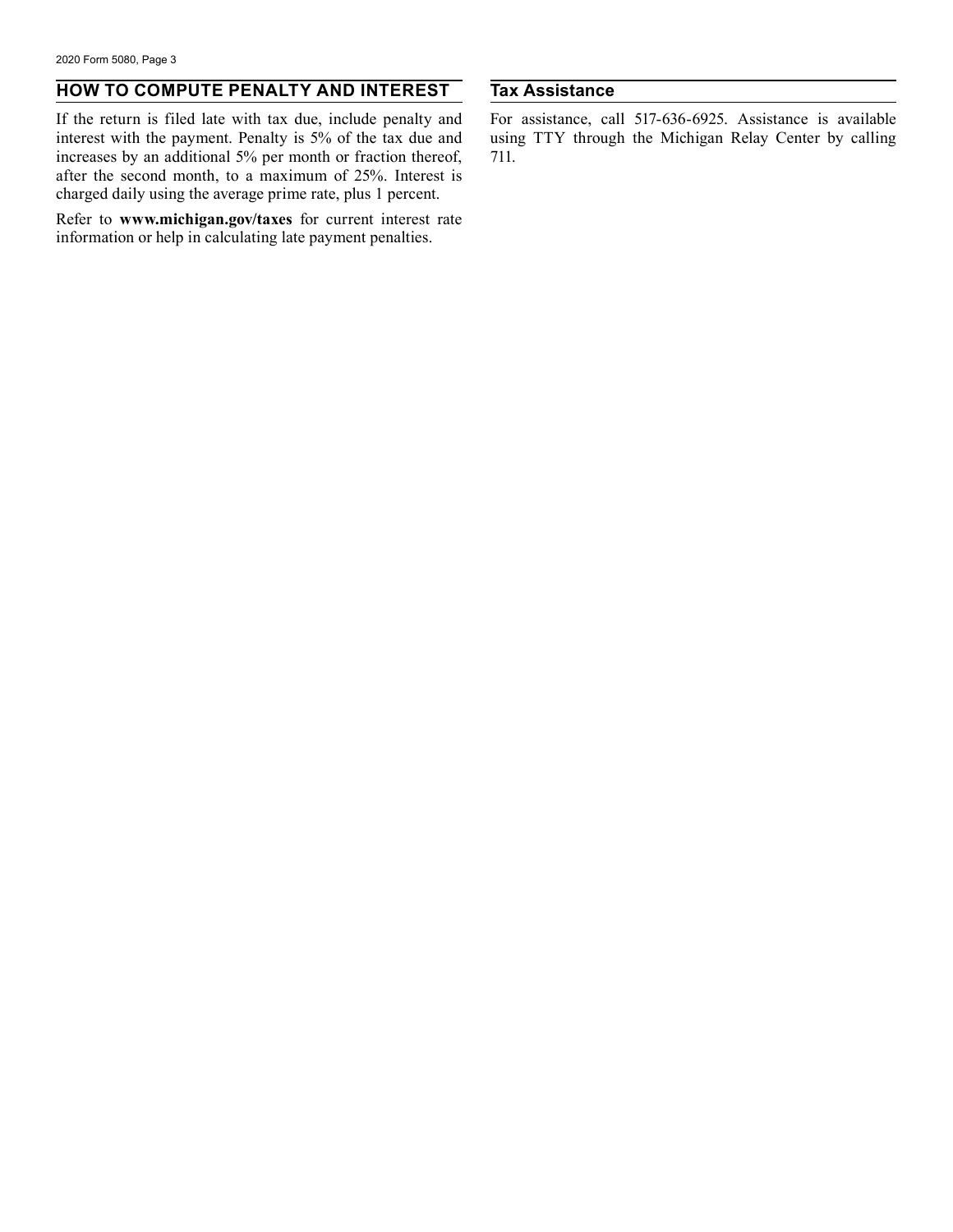## HOW TO COMPUTE PENALTY AND INTEREST

If the return is filed late with tax due, include penalty and interest with the payment. Penalty is 5% of the tax due and increases by an additional 5% per month or fraction thereof, after the second month, to a maximum of 25%. Interest is charged daily using the average prime rate, plus 1 percent.

Refer to **www.michigan.gov/taxes** for current interest rate information or help in calculating late payment penalties.

## Tax Assistance

For assistance, call 517-636-6925. Assistance is available using TTY through the Michigan Relay Center by calling 711.